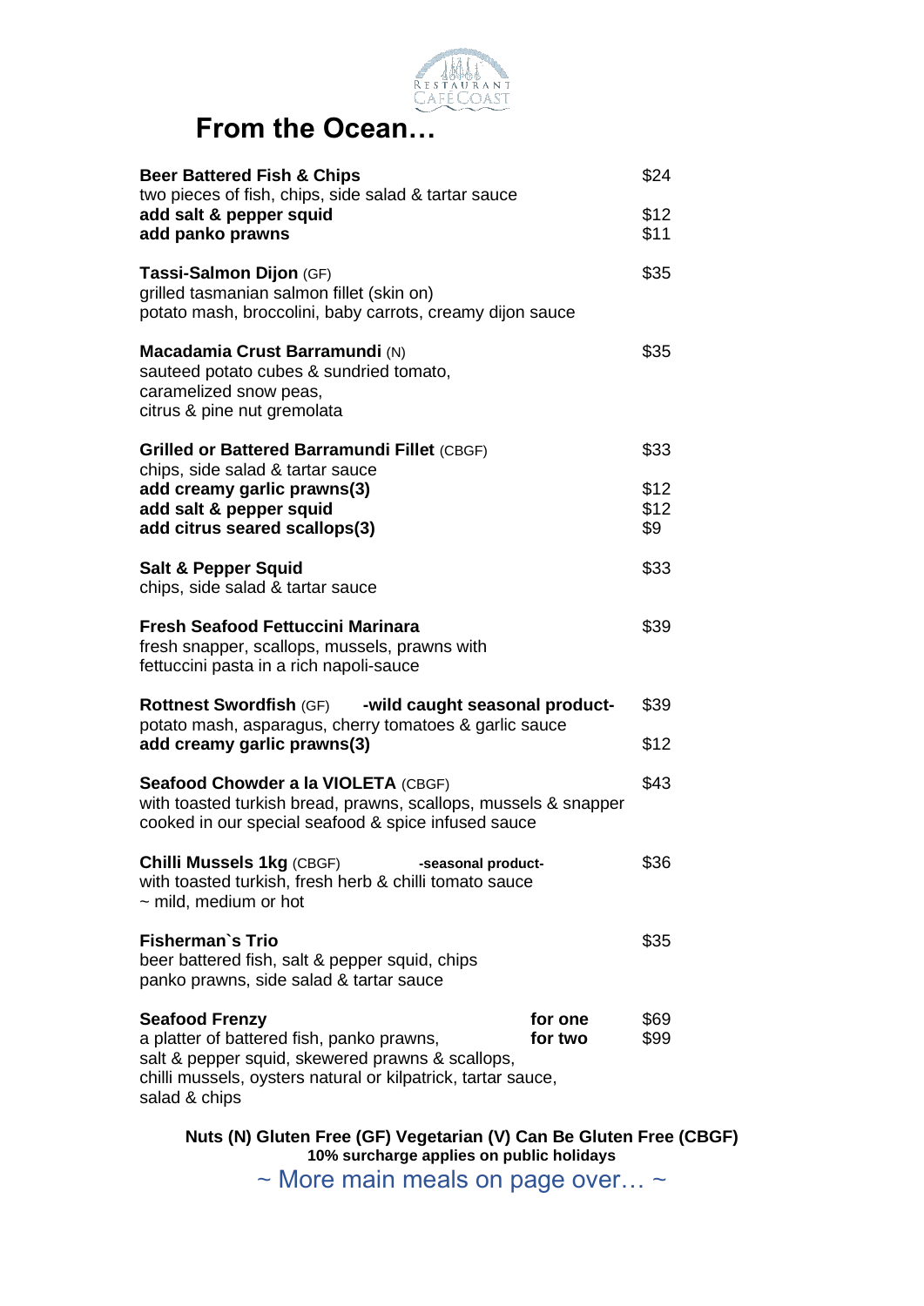Restaurant Café Coast

# From the Ocean…

**Beer Battered Fish & Chips** — $24
two pieces of fish, chips, side salad & tartar sauce
**add salt & pepper squid** — $12
**add panko prawns** — $11

**Tassi-Salmon Dijon** (GF) — $35
grilled tasmanian salmon fillet (skin on)
potato mash, broccolini, baby carrots, creamy dijon sauce

**Macadamia Crust Barramundi** (N) — $35
sauteed potato cubes & sundried tomato,
caramelized snow peas,
citrus & pine nut gremolata

**Grilled or Battered Barramundi Fillet** (CBGF) — $33
chips, side salad & tartar sauce
**add creamy garlic prawns(3)** — $12
**add salt & pepper squid** — $12
**add citrus seared scallops(3)** — $9

**Salt & Pepper Squid** — $33
chips, side salad & tartar sauce

**Fresh Seafood Fettuccini Marinara** — $39
fresh snapper, scallops, mussels, prawns with
fettuccini pasta in a rich napoli-sauce

**Rottnest Swordfish** (GF) **-wild caught seasonal product-** — $39
potato mash, asparagus, cherry tomatoes & garlic sauce
**add creamy garlic prawns(3)** — $12

**Seafood Chowder a la VIOLETA** (CBGF) — $43
with toasted turkish bread, prawns, scallops, mussels & snapper
cooked in our special seafood & spice infused sauce

**Chilli Mussels 1kg** (CBGF) **-seasonal product-** — $36
with toasted turkish, fresh herb & chilli tomato sauce
~ mild, medium or hot

**Fisherman`s Trio** — $35
beer battered fish, salt & pepper squid, chips
panko prawns, side salad & tartar sauce

**Seafood Frenzy** — **for one** $69 / **for two** $99
a platter of battered fish, panko prawns,
salt & pepper squid, skewered prawns & scallops,
chilli mussels, oysters natural or kilpatrick, tartar sauce,
salad & chips

**Nuts (N) Gluten Free (GF) Vegetarian (V) Can Be Gluten Free (CBGF)**
**10% surcharge applies on public holidays**

~ More main meals on page over… ~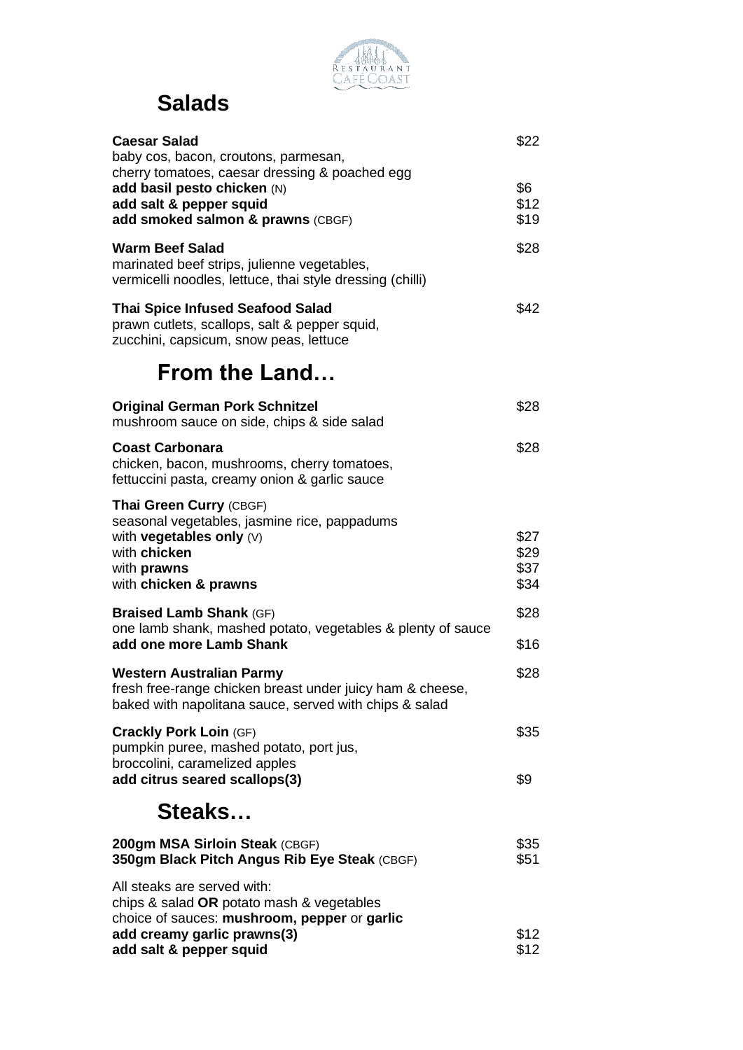RESTAURANT CAFÉ COAST

## Salads

**Caesar Salad** $22
baby cos, bacon, croutons, parmesan,
cherry tomatoes, caesar dressing & poached egg
**add basil pesto chicken** (N) $6
**add salt & pepper squid** $12
**add smoked salmon & prawns** (CBGF) $19

**Warm Beef Salad** $28
marinated beef strips, julienne vegetables,
vermicelli noodles, lettuce, thai style dressing (chilli)

**Thai Spice Infused Seafood Salad** $42
prawn cutlets, scallops, salt & pepper squid,
zucchini, capsicum, snow peas, lettuce

## From the Land…

**Original German Pork Schnitzel** $28
mushroom sauce on side, chips & side salad

**Coast Carbonara** $28
chicken, bacon, mushrooms, cherry tomatoes,
fettuccini pasta, creamy onion & garlic sauce

**Thai Green Curry** (CBGF)
seasonal vegetables, jasmine rice, pappadums
with **vegetables only** (V) $27
with **chicken** $29
with **prawns** $37
with **chicken & prawns** $34

**Braised Lamb Shank** (GF) $28
one lamb shank, mashed potato, vegetables & plenty of sauce
**add one more Lamb Shank** $16

**Western Australian Parmy** $28
fresh free-range chicken breast under juicy ham & cheese,
baked with napolitana sauce, served with chips & salad

**Crackly Pork Loin** (GF) $35
pumpkin puree, mashed potato, port jus,
broccolini, caramelized apples
**add citrus seared scallops(3)** $9

## Steaks…

**200gm MSA Sirloin Steak** (CBGF) $35
**350gm Black Pitch Angus Rib Eye Steak** (CBGF) $51

All steaks are served with:
chips & salad **OR** potato mash & vegetables
choice of sauces: **mushroom, pepper** or **garlic**
**add creamy garlic prawns(3)** $12
**add salt & pepper squid** $12